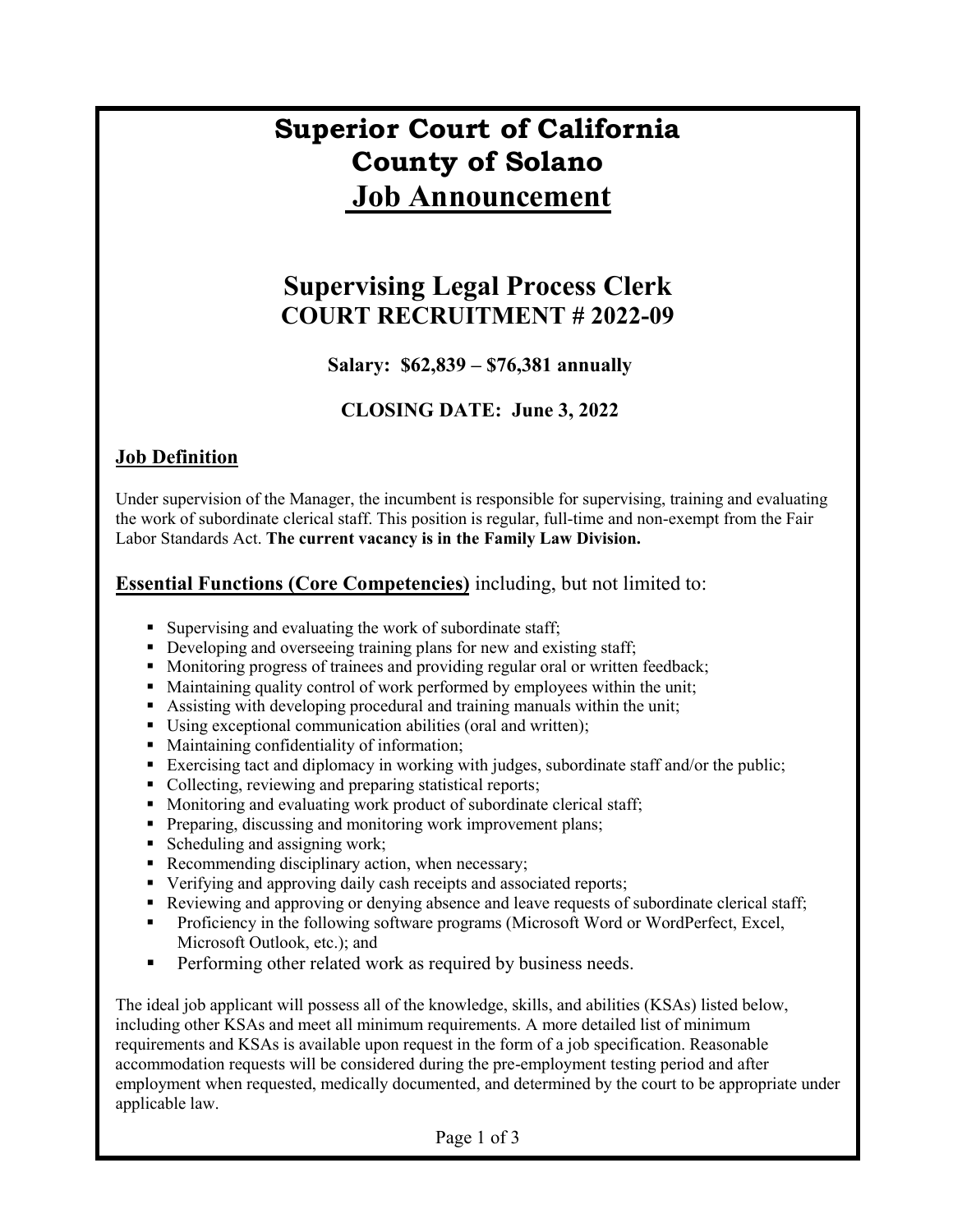# Superior Court of California
# County of Solano
# Job Announcement

## Supervising Legal Process Clerk
## COURT RECRUITMENT # 2022-09

**Salary: $62,839 – $76,381 annually**

**CLOSING DATE: June 3, 2022**

### Job Definition

Under supervision of the Manager, the incumbent is responsible for supervising, training and evaluating the work of subordinate clerical staff. This position is regular, full-time and non-exempt from the Fair Labor Standards Act. **The current vacancy is in the Family Law Division.**

**Essential Functions (Core Competencies)** including, but not limited to:

- Supervising and evaluating the work of subordinate staff;
- Developing and overseeing training plans for new and existing staff;
- Monitoring progress of trainees and providing regular oral or written feedback;
- Maintaining quality control of work performed by employees within the unit;
- Assisting with developing procedural and training manuals within the unit;
- Using exceptional communication abilities (oral and written);
- Maintaining confidentiality of information;
- Exercising tact and diplomacy in working with judges, subordinate staff and/or the public;
- Collecting, reviewing and preparing statistical reports;
- Monitoring and evaluating work product of subordinate clerical staff;
- Preparing, discussing and monitoring work improvement plans;
- Scheduling and assigning work;
- Recommending disciplinary action, when necessary;
- Verifying and approving daily cash receipts and associated reports;
- Reviewing and approving or denying absence and leave requests of subordinate clerical staff;
- Proficiency in the following software programs (Microsoft Word or WordPerfect, Excel, Microsoft Outlook, etc.); and
- Performing other related work as required by business needs.

The ideal job applicant will possess all of the knowledge, skills, and abilities (KSAs) listed below, including other KSAs and meet all minimum requirements. A more detailed list of minimum requirements and KSAs is available upon request in the form of a job specification. Reasonable accommodation requests will be considered during the pre-employment testing period and after employment when requested, medically documented, and determined by the court to be appropriate under applicable law.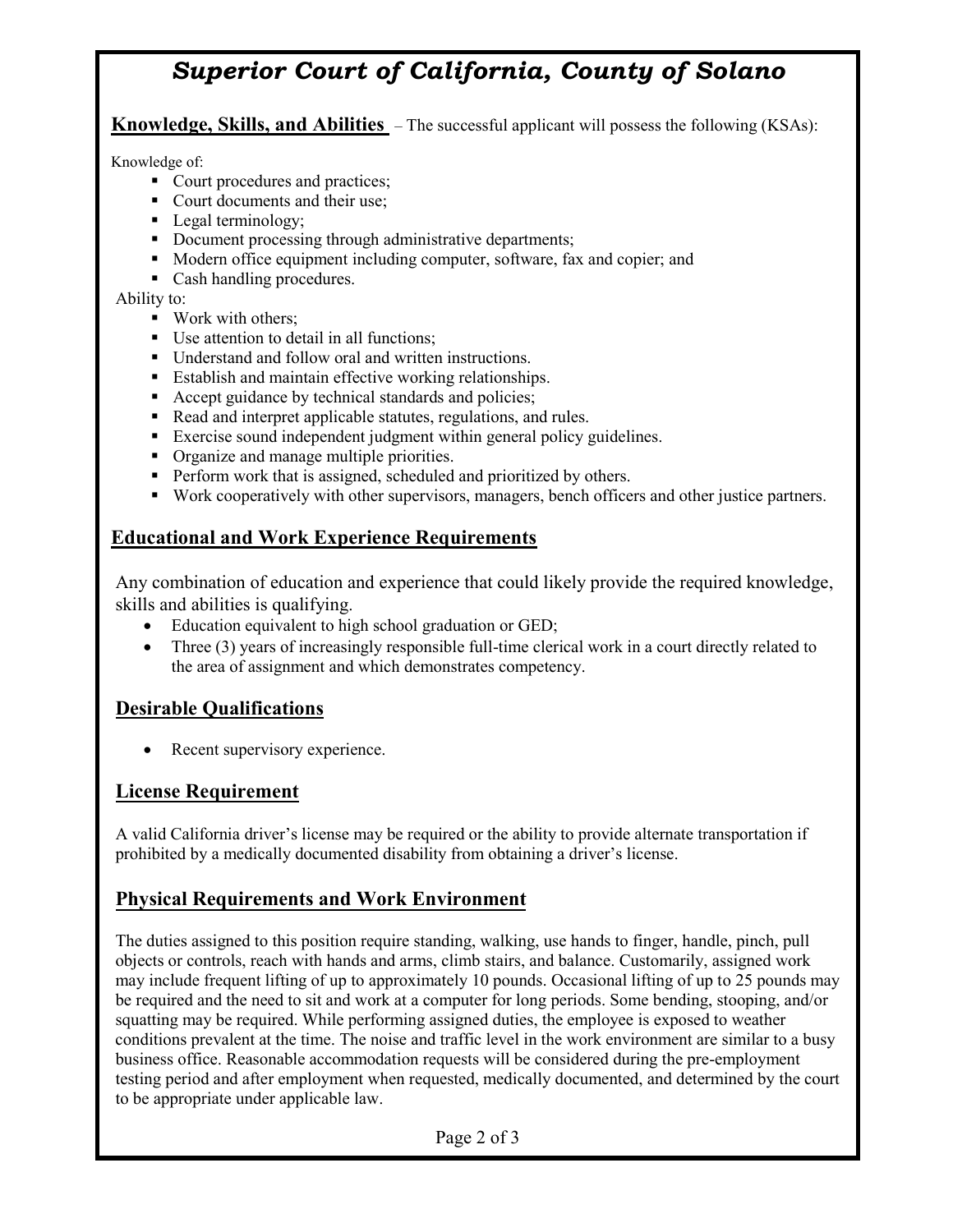# *Superior Court of California, County of Solano*

**Knowledge, Skills, and Abilities** – The successful applicant will possess the following (KSAs):

Knowledge of:

- Court procedures and practices;
- Court documents and their use;
- Legal terminology;
- Document processing through administrative departments;
- Modern office equipment including computer, software, fax and copier; and
- Cash handling procedures.

Ability to:

- Work with others;
- Use attention to detail in all functions;
- Understand and follow oral and written instructions.
- Establish and maintain effective working relationships.
- Accept guidance by technical standards and policies;
- Read and interpret applicable statutes, regulations, and rules.
- Exercise sound independent judgment within general policy guidelines.
- Organize and manage multiple priorities.
- Perform work that is assigned, scheduled and prioritized by others.
- Work cooperatively with other supervisors, managers, bench officers and other justice partners.

## Educational and Work Experience Requirements

Any combination of education and experience that could likely provide the required knowledge, skills and abilities is qualifying.

- Education equivalent to high school graduation or GED;
- Three (3) years of increasingly responsible full-time clerical work in a court directly related to the area of assignment and which demonstrates competency.

## Desirable Qualifications

- Recent supervisory experience.

## License Requirement

A valid California driver's license may be required or the ability to provide alternate transportation if prohibited by a medically documented disability from obtaining a driver's license.

## Physical Requirements and Work Environment

The duties assigned to this position require standing, walking, use hands to finger, handle, pinch, pull objects or controls, reach with hands and arms, climb stairs, and balance. Customarily, assigned work may include frequent lifting of up to approximately 10 pounds. Occasional lifting of up to 25 pounds may be required and the need to sit and work at a computer for long periods. Some bending, stooping, and/or squatting may be required. While performing assigned duties, the employee is exposed to weather conditions prevalent at the time. The noise and traffic level in the work environment are similar to a busy business office. Reasonable accommodation requests will be considered during the pre-employment testing period and after employment when requested, medically documented, and determined by the court to be appropriate under applicable law.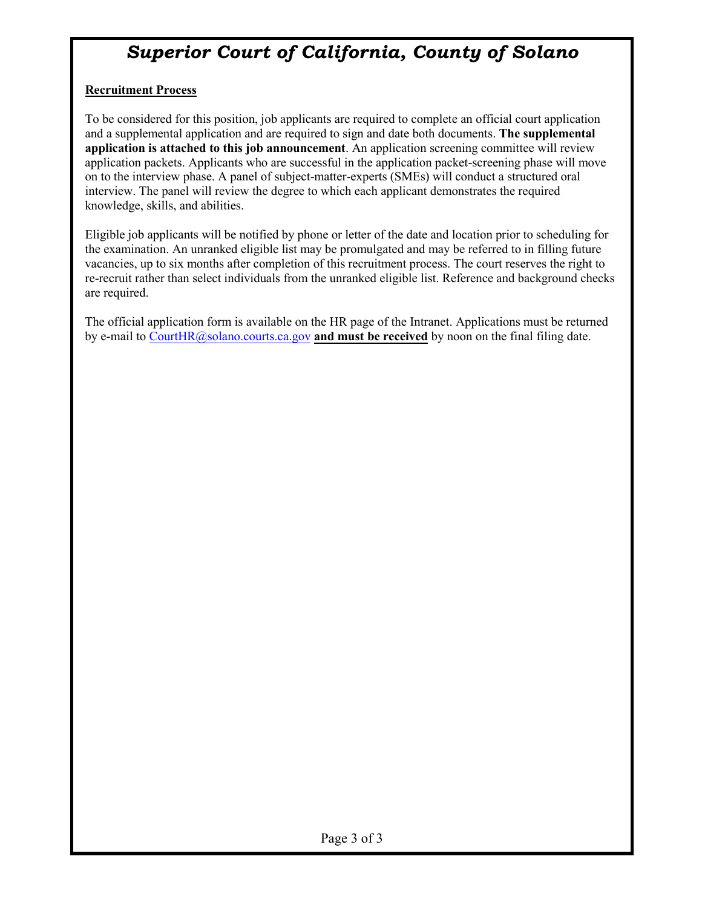# *Superior Court of California, County of Solano*

**Recruitment Process**

To be considered for this position, job applicants are required to complete an official court application and a supplemental application and are required to sign and date both documents. **The supplemental application is attached to this job announcement**. An application screening committee will review application packets. Applicants who are successful in the application packet-screening phase will move on to the interview phase. A panel of subject-matter-experts (SMEs) will conduct a structured oral interview. The panel will review the degree to which each applicant demonstrates the required knowledge, skills, and abilities.

Eligible job applicants will be notified by phone or letter of the date and location prior to scheduling for the examination. An unranked eligible list may be promulgated and may be referred to in filling future vacancies, up to six months after completion of this recruitment process. The court reserves the right to re-recruit rather than select individuals from the unranked eligible list. Reference and background checks are required.

The official application form is available on the HR page of the Intranet. Applications must be returned by e-mail to CourtHR@solano.courts.ca.gov **and must be received** by noon on the final filing date.